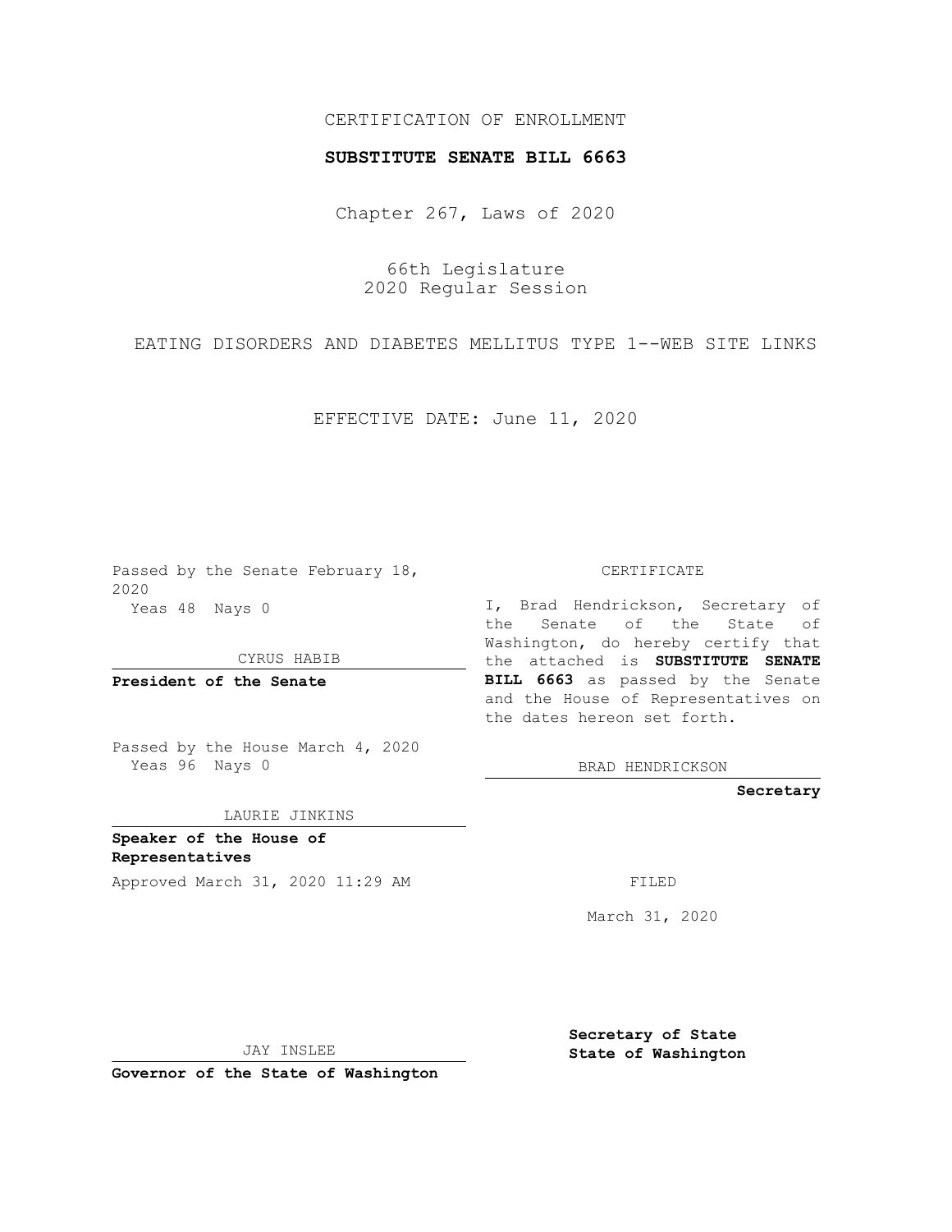CERTIFICATION OF ENROLLMENT

**SUBSTITUTE SENATE BILL 6663**

Chapter 267, Laws of 2020

66th Legislature
2020 Regular Session

EATING DISORDERS AND DIABETES MELLITUS TYPE 1--WEB SITE LINKS

EFFECTIVE DATE: June 11, 2020

Passed by the Senate February 18, 2020
Yeas 48 Nays 0

CYRUS HABIB

**President of the Senate**

Passed by the House March 4, 2020
Yeas 96 Nays 0

LAURIE JINKINS

**Speaker of the House of Representatives**

Approved March 31, 2020 11:29 AM

JAY INSLEE

**Governor of the State of Washington**

CERTIFICATE

I, Brad Hendrickson, Secretary of the Senate of the State of Washington, do hereby certify that the attached is **SUBSTITUTE SENATE BILL 6663** as passed by the Senate and the House of Representatives on the dates hereon set forth.

BRAD HENDRICKSON

**Secretary**

FILED

March 31, 2020

**Secretary of State**
**State of Washington**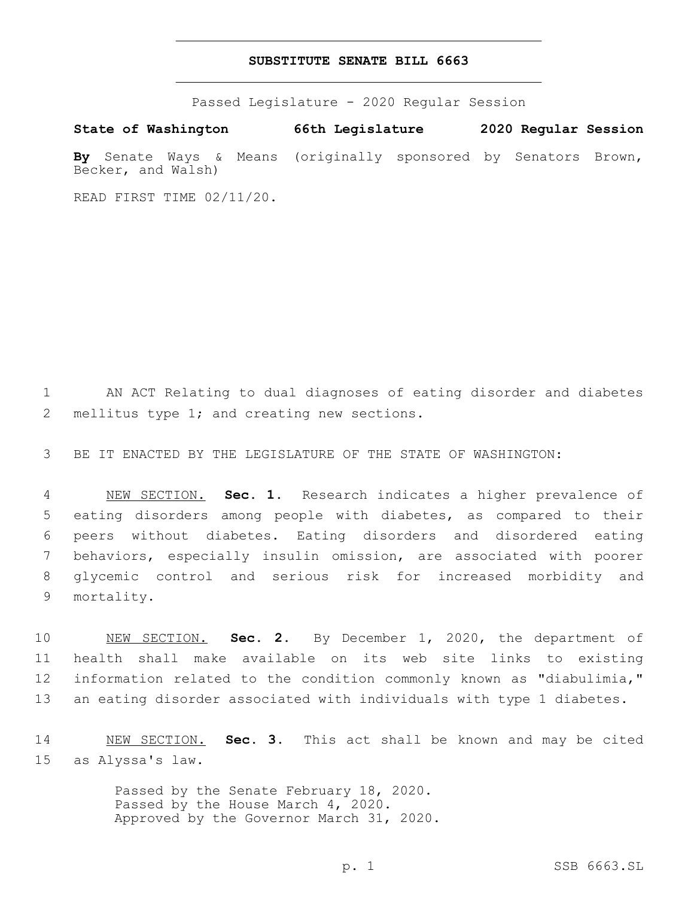# SUBSTITUTE SENATE BILL 6663

Passed Legislature - 2020 Regular Session

**State of Washington 66th Legislature 2020 Regular Session**

**By** Senate Ways & Means (originally sponsored by Senators Brown, Becker, and Walsh)

READ FIRST TIME 02/11/20.

AN ACT Relating to dual diagnoses of eating disorder and diabetes mellitus type 1; and creating new sections.

BE IT ENACTED BY THE LEGISLATURE OF THE STATE OF WASHINGTON:

NEW SECTION. **Sec. 1.** Research indicates a higher prevalence of eating disorders among people with diabetes, as compared to their peers without diabetes. Eating disorders and disordered eating behaviors, especially insulin omission, are associated with poorer glycemic control and serious risk for increased morbidity and mortality.

NEW SECTION. **Sec. 2.** By December 1, 2020, the department of health shall make available on its web site links to existing information related to the condition commonly known as "diabulimia," an eating disorder associated with individuals with type 1 diabetes.

NEW SECTION. **Sec. 3.** This act shall be known and may be cited as Alyssa's law.

Passed by the Senate February 18, 2020.
Passed by the House March 4, 2020.
Approved by the Governor March 31, 2020.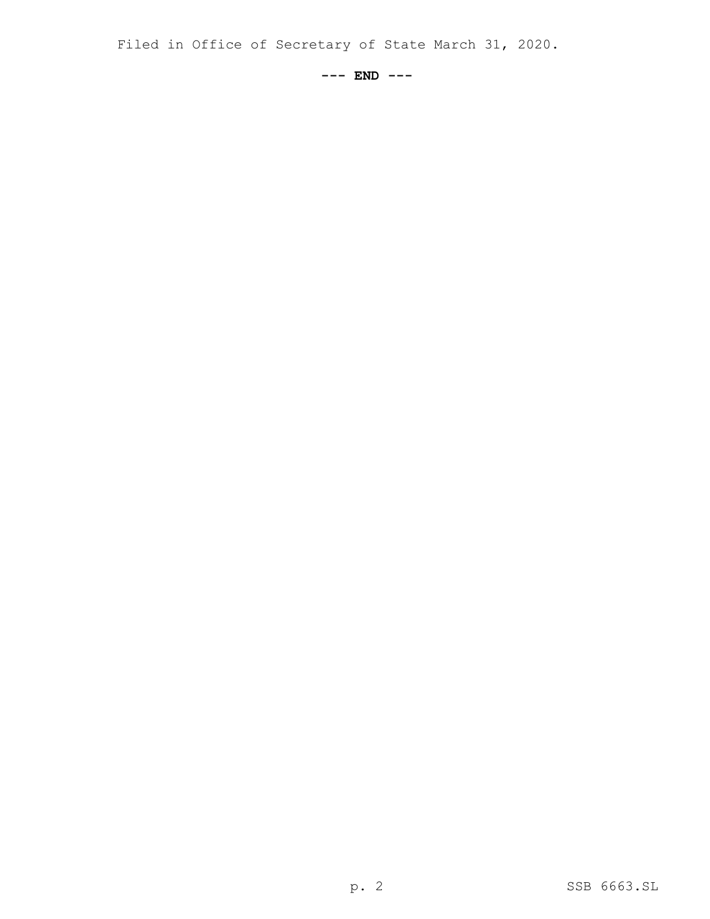Filed in Office of Secretary of State March 31, 2020.

**--- END ---**